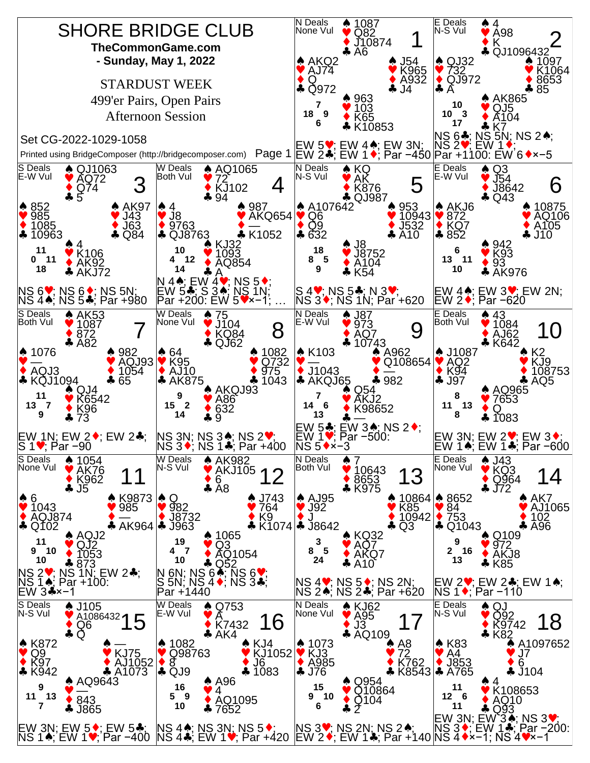# SHORE BRIDGE CLUB

**TheCommonGame.com**

**- Sunday, May 1, 2022**

STARDUST WEEK

499'er Pairs, Open Pairs

Afternoon Session

Set CG-2022-1029-1058

Printed using BridgeComposer (http://bridgecomposer.com)

---

## Board 1
N Deals, None Vul

- North: ♠ 1087 ♥ Q82 ♦ J10874 ♣ A6
- West: ♠ AKQ2 ♥ AJ74 ♦ Q ♣ Q972
- East: ♠ J54 ♥ K965 ♦ A932 ♣ J4
- South: ♠ 963 ♥ 103 ♦ K65 ♣ K10853

HCP: N 7, W 18, E 9, S 6

EW 5♥; EW 4♠; EW 3N; EW 2♣; EW 1♦; Par −450

## Board 2
E Deals, N-S Vul

- North: ♠ 4 ♥ A98 ♦ K ♣ QJ1096432
- West: ♠ QJ32 ♥ 732 ♦ QJ972 ♣ A
- East: ♠ 1097 ♥ K1064 ♦ 8653 ♣ 85
- South: ♠ AK865 ♥ QJ5 ♦ A104 ♣ K7

HCP: N 10, W 10, E 3, S 17

NS 6♣; NS 5N; NS 2♠; NS 2♥; EW 1♦; Par +1100: EW 6♦×−5

## Board 3
S Deals, E-W Vul

- North: ♠ QJ1063 ♥ AQ72 ♦ Q74 ♣ 5
- West: ♠ 852 ♥ 985 ♦ 1085 ♣ 10963
- East: ♠ AK97 ♥ J43 ♦ J63 ♣ Q84
- South: ♠ 4 ♥ K106 ♦ AK92 ♣ AKJ72

HCP: N 11, W 0, E 11, S 18

NS 6♥; NS 6♦; NS 5N; NS 4♠; NS 5♣; Par +980

## Board 4
W Deals, Both Vul

- North: ♠ AQ1065 ♥ 72 ♦ KJ102 ♣ 94
- West: ♠ 4 ♥ J8 ♦ 9763 ♣ QJ8763
- East: ♠ 987 ♥ AKQ654 ♦ — ♣ K1052
- South: ♠ KJ32 ♥ 1093 ♦ AQ854 ♣ A

HCP: N 10, W 4, E 12, S 14

N 4♠; EW 4♥; NS 5♦; EW 5♣; S 3♠; NS 1N; Par +200: EW 5♥×−1; …

## Board 5
N Deals, N-S Vul

- North: ♠ KQ ♥ AK ♦ K876 ♣ QJ987
- West: ♠ A107642 ♥ Q6 ♦ Q9 ♣ 632
- East: ♠ 953 ♥ 10943 ♦ J532 ♣ A10
- South: ♠ J8 ♥ J8752 ♦ A104 ♣ K54

HCP: N 18, W 8, E 5, S 9

S 4♥; NS 5♣; N 3♥; NS 3♦; NS 1N; Par +620

## Board 6
E Deals, E-W Vul

- North: ♠ Q3 ♥ J54 ♦ J8642 ♣ Q43
- West: ♠ AKJ6 ♥ 872 ♦ KQ7 ♣ 852
- East: ♠ 10875 ♥ AQ106 ♦ A105 ♣ J10
- South: ♠ 942 ♥ K93 ♦ 93 ♣ AK976

HCP: N 6, W 13, E 11, S 10

EW 4♠; EW 3♥; EW 2N; EW 2♦; Par −620

## Board 7
S Deals, Both Vul

- North: ♠ AK53 ♥ 1087 ♦ 872 ♣ A82
- West: ♠ 1076 ♥ — ♦ AQJ3 ♣ KQJ1094
- East: ♠ 982 ♥ AQJ93 ♦ 1054 ♣ 65
- South: ♠ QJ4 ♥ K6542 ♦ K96 ♣ 73

HCP: N 11, W 13, E 7, S 9

EW 1N; EW 2♦; EW 2♣; S 1♥; Par −90

## Board 8
W Deals, None Vul

- North: ♠ 75 ♥ J104 ♦ KQ84 ♣ QJ62
- West: ♠ 64 ♥ K95 ♦ AJ10 ♣ AK875
- East: ♠ 1082 ♥ Q732 ♦ 975 ♣ 1043
- South: ♠ AKQJ93 ♥ A86 ♦ 632 ♣ 9

HCP: N 9, W 15, E 2, S 14

NS 3N; NS 3♠; NS 2♥; NS 3♦; NS 1♣; Par +400

## Board 9
N Deals, E-W Vul

- North: ♠ J87 ♥ 973 ♦ AQ7 ♣ 10743
- West: ♠ K103 ♥ — ♦ J1043 ♣ AKQJ65
- East: ♠ A962 ♥ Q108654 ♦ — ♣ 982
- South: ♠ Q54 ♥ AKJ2 ♦ K98652 ♣ —

HCP: N 7, W 14, E 6, S 13

EW 5♣; EW 3♠; NS 2♦; EW 1♥; Par −500: NS 5♦×−3

## Board 10
E Deals, Both Vul

- North: ♠ 43 ♥ 1084 ♦ AJ62 ♣ K642
- West: ♠ J1087 ♥ AQ2 ♦ K94 ♣ J97
- East: ♠ K2 ♥ KJ9 ♦ 108753 ♣ AQ5
- South: ♠ AQ965 ♥ 7653 ♦ Q ♣ 1083

HCP: N 8, W 11, E 13, S 8

EW 3N; EW 2♥; EW 3♦; EW 1♠; EW 1♣; Par −600

## Board 11
S Deals, None Vul

- North: ♠ 1054 ♥ AK76 ♦ K962 ♣ J5
- West: ♠ 6 ♥ 1043 ♦ AQJ874 ♣ Q102
- East: ♠ K9873 ♥ 985 ♦ — ♣ AK964
- South: ♠ AQJ2 ♥ QJ2 ♦ 1053 ♣ 873

HCP: N 11, W 9, E 10, S 10

NS 2♥; NS 1N; EW 2♣; NS 1♠; Par +100: EW 3♣×−1

## Board 12
W Deals, N-S Vul

- North: ♠ AK982 ♥ AKJ105 ♦ 6 ♣ A8
- West: ♠ Q ♥ 982 ♦ J8732 ♣ J963
- East: ♠ J743 ♥ 764 ♦ K9 ♣ K1074
- South: ♠ 1065 ♥ Q3 ♦ AQ1054 ♣ Q52

HCP: N 19, W 4, E 7, S 10

N 6N; NS 6♠; NS 6♥; S 5N; NS 4♦; NS 3♣; Par +1440

## Board 13
N Deals, Both Vul

- North: ♠ 7 ♥ 10643 ♦ 8653 ♣ K975
- West: ♠ AJ95 ♥ J92 ♦ J ♣ J8642
- East: ♠ 10864 ♥ K85 ♦ 10942 ♣ Q3
- South: ♠ KQ32 ♥ AQ7 ♦ AKQ7 ♣ A10

HCP: N 3, W 8, E 5, S 24

NS 4♥; NS 5♦; NS 2N; NS 2♠; NS 2♣; Par +620

## Board 14
E Deals, None Vul

- North: ♠ J43 ♥ KQ3 ♦ Q964 ♣ J72
- West: ♠ 8652 ♥ 84 ♦ 753 ♣ Q1043
- East: ♠ AK7 ♥ AJ1065 ♦ 102 ♣ A96
- South: ♠ Q109 ♥ 972 ♦ AKJ8 ♣ K85

HCP: N 9, W 2, E 16, S 13

EW 2♥; EW 2♣; EW 1♠; NS 1♦; Par −110

## Board 15
S Deals, N-S Vul

- North: ♠ J105 ♥ A1086432 ♦ Q6 ♣ Q
- West: ♠ K872 ♥ Q9 ♦ K97 ♣ K942
- East: ♠ — ♥ KJ75 ♦ AJ1052 ♣ A1073
- South: ♠ AQ9643 ♥ — ♦ 843 ♣ J865

HCP: N 9, W 11, E 13, S 7

EW 3N; EW 5♦; EW 5♣; NS 1♠; EW 1♥; Par −400

## Board 16
W Deals, E-W Vul

- North: ♠ Q753 ♥ A ♦ K7432 ♣ AK4
- West: ♠ 1082 ♥ Q98763 ♦ 8 ♣ QJ9
- East: ♠ KJ4 ♥ KJ1052 ♦ J6 ♣ 1083
- South: ♠ A96 ♥ 4 ♦ AQ1095 ♣ 7652

HCP: N 16, W 5, E 9, S 10

NS 4♠; NS 3N; NS 5♦; NS 4♣; EW 1♥; Par +420

## Board 17
N Deals, None Vul

- North: ♠ KJ62 ♥ A95 ♦ J3 ♣ AQ109
- West: ♠ 1073 ♥ KJ3 ♦ A985 ♣ J76
- East: ♠ A8 ♥ 72 ♦ K762 ♣ K8543
- South: ♠ Q954 ♥ Q10864 ♦ Q104 ♣ 2

HCP: N 15, W 9, E 10, S 6

NS 3♥; NS 2N; NS 2♠; EW 2♦; EW 1♣; Par +140

## Board 18
E Deals, N-S Vul

- North: ♠ QJ ♥ Q92 ♦ K9742 ♣ K82
- West: ♠ K83 ♥ A4 ♦ J853 ♣ A765
- East: ♠ A1097652 ♥ J7 ♦ 6 ♣ J104
- South: ♠ 4 ♥ K108653 ♦ AQ10 ♣ Q93

HCP: N 11, W 12, E 6, S 11

EW 3N; EW 3♠; NS 3♥; NS 3♦; EW 1♣; Par −200: NS 4♦×−1; NS 4♥×−1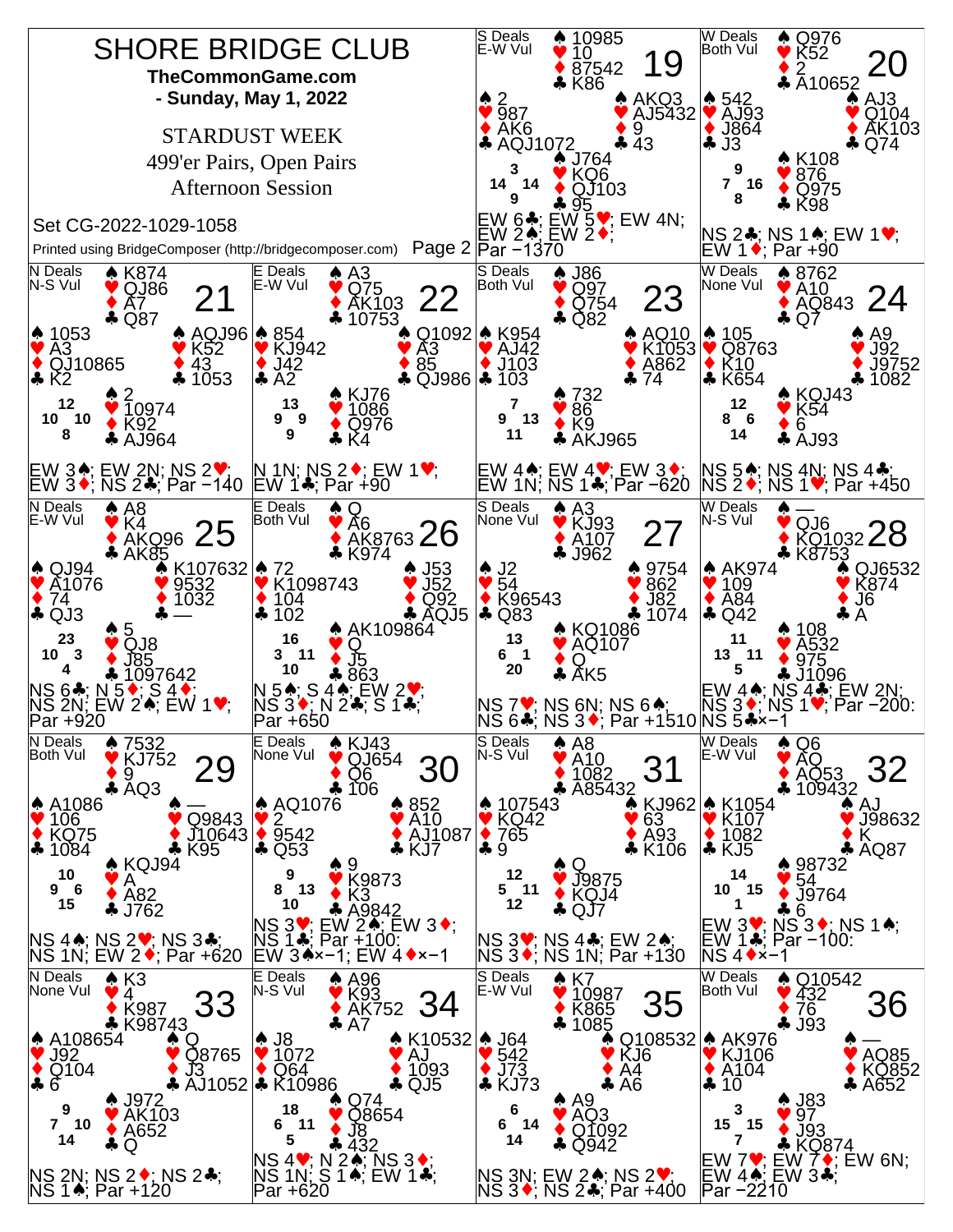# SHORE BRIDGE CLUB

**TheCommonGame.com**

**- Sunday, May 1, 2022**

STARDUST WEEK

499'er Pairs, Open Pairs

Afternoon Session

Set CG-2022-1029-1058

Printed using BridgeComposer (http://bridgecomposer.com)

---

## Board 19
S Deals, E-W Vul

North: ♠ 10985 ♥ 10 ♦ 87542 ♣ K86

West: ♠ 2 ♥ 987 ♦ AK6 ♣ AQJ1072

East: ♠ AKQ3 ♥ AJ5432 ♦ 9 ♣ 43

South: ♠ J764 ♥ KQ6 ♦ QJ103 ♣ 95

HCP: N 3, W 14, E 14, S 9

EW 6♣; EW 5♥; EW 4N; EW 2♠; EW 2♦; Par −1370

## Board 20
W Deals, Both Vul

North: ♠ Q976 ♥ K52 ♦ 2 ♣ A10652

West: ♠ 542 ♥ AJ93 ♦ J864 ♣ J3

East: ♠ AJ3 ♥ Q104 ♦ AK103 ♣ Q74

South: ♠ K108 ♥ 876 ♦ Q975 ♣ K98

HCP: N 9, W 7, E 16, S 8

NS 2♣; NS 1♠; EW 1♥; EW 1♦; Par +90

## Board 21
N Deals, N-S Vul

North: ♠ K874 ♥ QJ86 ♦ A7 ♣ Q87

West: ♠ 1053 ♥ A3 ♦ QJ10865 ♣ K2

East: ♠ AQJ96 ♥ K52 ♦ 43 ♣ 1053

South: ♠ 2 ♥ 10974 ♦ K92 ♣ AJ964

HCP: N 12, W 10, E 10, S 8

EW 3♠; EW 2N; NS 2♥; EW 3♦; NS 2♣; Par −140

## Board 22
E Deals, E-W Vul

North: ♠ A3 ♥ Q75 ♦ AK103 ♣ 10753

West: ♠ 854 ♥ KJ942 ♦ J42 ♣ A2

East: ♠ Q1092 ♥ A3 ♦ 85 ♣ QJ986

South: ♠ KJ76 ♥ 1086 ♦ Q976 ♣ K4

HCP: N 13, W 9, E 9, S 9

N 1N; NS 2♦; EW 1♥; EW 1♣; Par +90

## Board 23
S Deals, Both Vul

North: ♠ J86 ♥ Q97 ♦ Q754 ♣ Q82

West: ♠ K954 ♥ AJ42 ♦ J103 ♣ 103

East: ♠ AQ10 ♥ K1053 ♦ A862 ♣ 74

South: ♠ 732 ♥ 86 ♦ K9 ♣ AKJ965

HCP: N 7, W 9, E 13, S 11

EW 4♠; EW 4♥; EW 3♦; EW 1N; NS 1♣; Par −620

## Board 24
W Deals, None Vul

North: ♠ 8762 ♥ A10 ♦ AQ843 ♣ Q7

West: ♠ 105 ♥ Q8763 ♦ K10 ♣ K654

East: ♠ A9 ♥ J92 ♦ J9752 ♣ 1082

South: ♠ KQJ43 ♥ K54 ♦ 6 ♣ AJ93

HCP: N 12, W 8, E 6, S 14

NS 5♠; NS 4N; NS 4♣; NS 2♦; NS 1♥; Par +450

## Board 25
N Deals, E-W Vul

North: ♠ A8 ♥ K4 ♦ AKQ96 ♣ AK85

West: ♠ QJ94 ♥ A1076 ♦ 74 ♣ QJ3

East: ♠ K107632 ♥ 9532 ♦ 1032 ♣ —

South: ♠ 5 ♥ QJ8 ♦ J85 ♣ 1097642

HCP: N 23, W 10, E 3, S 4

NS 6♣; N 5♦; S 4♦; NS 2N; EW 2♠; EW 1♥; Par +920

## Board 26
E Deals, Both Vul

North: ♠ Q ♥ A6 ♦ AK8763 ♣ K974

West: ♠ 72 ♥ K1098743 ♦ 104 ♣ 102

East: ♠ J53 ♥ J52 ♦ Q92 ♣ AQJ5

South: ♠ AK109864 ♥ Q ♦ J5 ♣ 863

HCP: N 16, W 3, E 11, S 10

N 5♠; S 4♠; EW 2♥; NS 3♦; N 2♣; S 1♣; Par +650

## Board 27
S Deals, None Vul

North: ♠ A3 ♥ KJ93 ♦ A107 ♣ J962

West: ♠ J2 ♥ 54 ♦ K96543 ♣ Q83

East: ♠ 9754 ♥ 862 ♦ J82 ♣ 1074

South: ♠ KQ1086 ♥ AQ107 ♦ Q ♣ AK5

HCP: N 13, W 6, E 1, S 20

NS 7♥; NS 6N; NS 6♠; NS 6♣; NS 3♦; Par +1510

## Board 28
W Deals, N-S Vul

North: ♠ — ♥ QJ6 ♦ KQ1032 ♣ K8753

West: ♠ AK974 ♥ 109 ♦ A84 ♣ Q42

East: ♠ QJ6532 ♥ K874 ♦ J6 ♣ A

South: ♠ 108 ♥ A532 ♦ 975 ♣ J1096

HCP: N 11, W 13, E 11, S 5

EW 4♠; NS 4♣; EW 2N; NS 3♦; NS 1♥; Par −200: NS 5♣×−1

## Board 29
N Deals, Both Vul

North: ♠ 7532 ♥ KJ752 ♦ 9 ♣ AQ3

West: ♠ A1086 ♥ 106 ♦ KQ75 ♣ 1084

East: ♠ — ♥ Q9843 ♦ J10643 ♣ K95

South: ♠ KQJ94 ♥ A ♦ A82 ♣ J762

HCP: N 10, W 9, E 6, S 15

NS 4♠; NS 2♥; NS 3♣; NS 1N; EW 2♦; Par +620

## Board 30
E Deals, None Vul

North: ♠ KJ43 ♥ QJ654 ♦ Q6 ♣ 106

West: ♠ AQ1076 ♥ 2 ♦ 9542 ♣ Q53

East: ♠ 852 ♥ A10 ♦ AJ1087 ♣ KJ7

South: ♠ 9 ♥ K9873 ♦ K3 ♣ A9842

HCP: N 9, W 8, E 13, S 10

NS 3♥; EW 2♠; EW 3♦; NS 1♣; Par +100: EW 3♠×−1; EW 4♦×−1

## Board 31
S Deals, N-S Vul

North: ♠ A8 ♥ A10 ♦ 1082 ♣ A85432

West: ♠ 107543 ♥ KQ42 ♦ 765 ♣ 9

East: ♠ KJ962 ♥ 63 ♦ A93 ♣ K106

South: ♠ Q ♥ J9875 ♦ KQJ4 ♣ QJ7

HCP: N 12, W 5, E 11, S 12

NS 3♥; NS 4♣; EW 2♠; NS 3♦; NS 1N; Par +130

## Board 32
W Deals, E-W Vul

North: ♠ Q6 ♥ AQ ♦ AQ53 ♣ 109432

West: ♠ K1054 ♥ K107 ♦ 1082 ♣ KJ5

East: ♠ AJ ♥ J98632 ♦ K ♣ AQ87

South: ♠ 98732 ♥ 54 ♦ J9764 ♣ 6

HCP: N 14, W 10, E 15, S 1

EW 3♥; NS 3♦; NS 1♠; EW 1♣; Par −100: NS 4♦×−1

## Board 33
N Deals, None Vul

North: ♠ K3 ♥ 4 ♦ K987 ♣ K98743

West: ♠ A108654 ♥ J92 ♦ Q104 ♣ 6

East: ♠ Q ♥ Q8765 ♦ J3 ♣ AJ1052

South: ♠ J972 ♥ AK103 ♦ A652 ♣ Q

HCP: N 9, W 7, E 10, S 14

NS 2N; NS 2♦; NS 2♣; NS 1♠; Par +120

## Board 34
E Deals, N-S Vul

North: ♠ A96 ♥ K93 ♦ AK752 ♣ A7

West: ♠ J8 ♥ 1072 ♦ Q64 ♣ K10986

East: ♠ K10532 ♥ AJ ♦ 1093 ♣ QJ5

South: ♠ Q74 ♥ Q8654 ♦ J8 ♣ 432

HCP: N 18, W 6, E 11, S 5

NS 4♥; N 2♠; NS 3♦; NS 1N; S 1♠; EW 1♣; Par +620

## Board 35
S Deals, E-W Vul

North: ♠ K7 ♥ 10987 ♦ K865 ♣ 1085

West: ♠ J64 ♥ 542 ♦ J73 ♣ KJ73

East: ♠ Q108532 ♥ KJ6 ♦ A4 ♣ A6

South: ♠ A9 ♥ AQ3 ♦ Q1092 ♣ Q942

HCP: N 6, W 6, E 14, S 14

NS 3N; EW 2♠; NS 2♥; NS 3♦; NS 2♣; Par +400

## Board 36
W Deals, Both Vul

North: ♠ Q10542 ♥ 432 ♦ 76 ♣ J93

West: ♠ AK976 ♥ KJ106 ♦ A104 ♣ 10

East: ♠ — ♥ AQ85 ♦ KQ852 ♣ A652

South: ♠ J83 ♥ 97 ♦ J93 ♣ KQ874

HCP: N 3, W 15, E 15, S 7

EW 7♥; EW 7♦; EW 6N; EW 4♠; EW 3♣; Par −2210